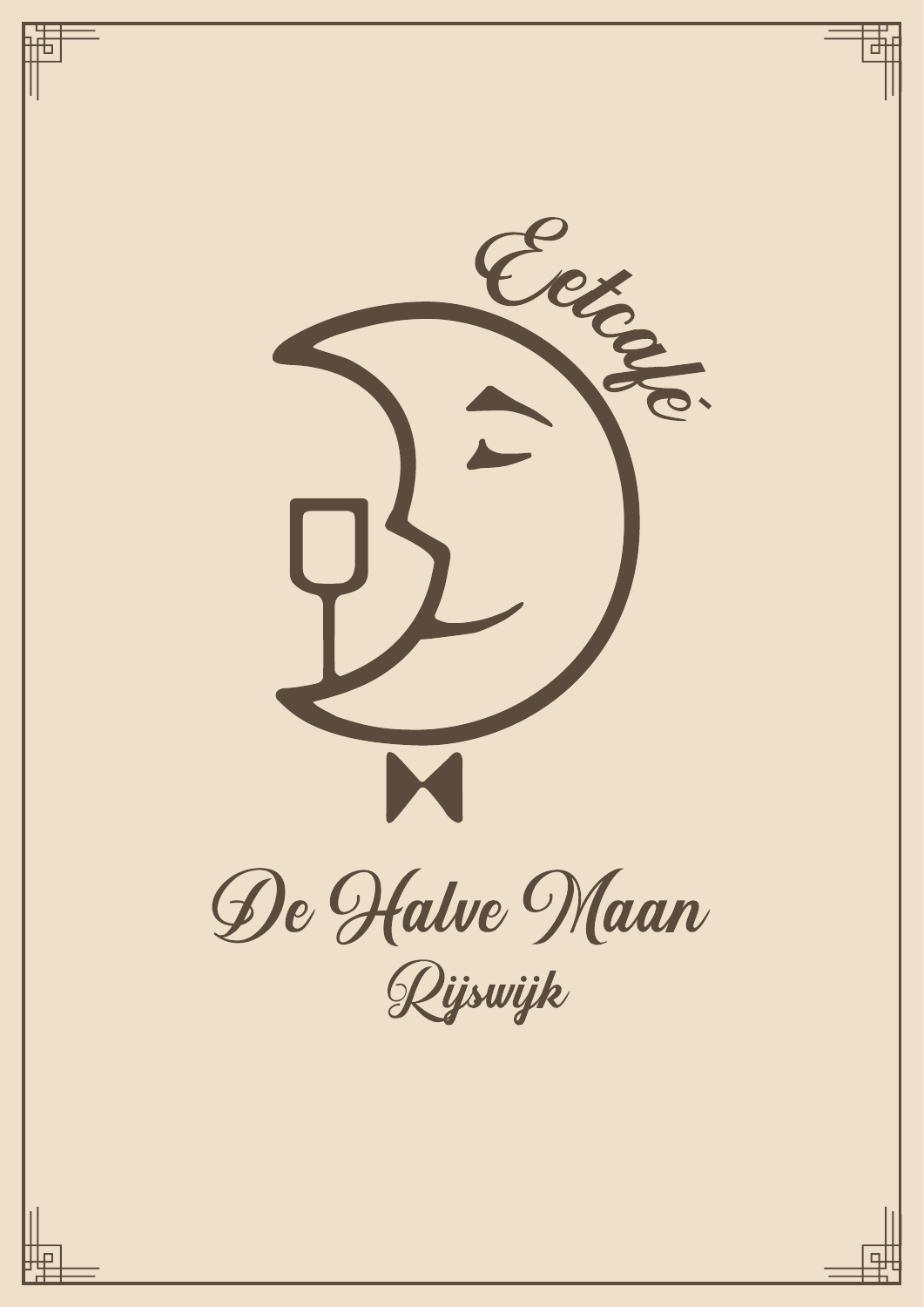Eetcafé

# De Halve Maan

Rijswijk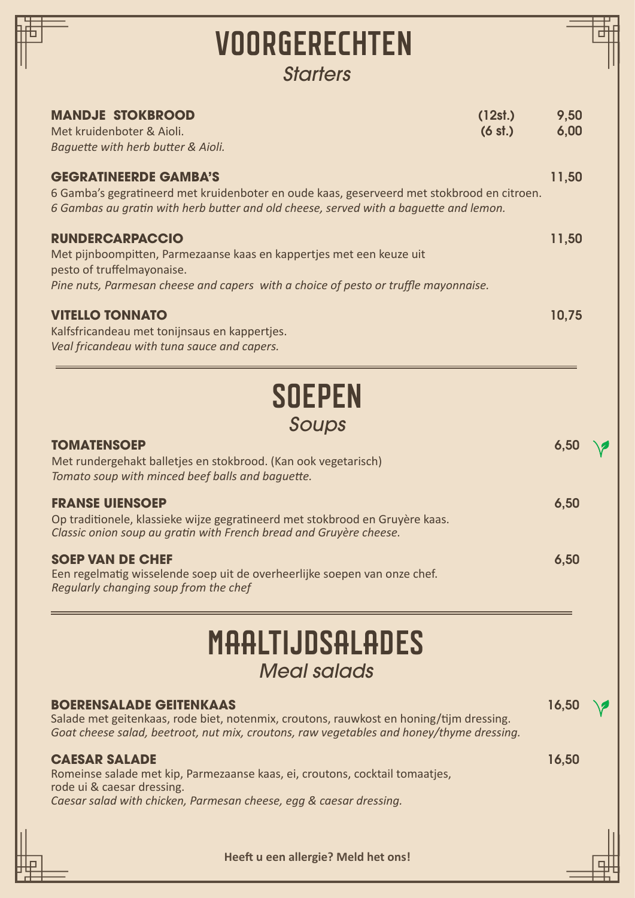# VOORGERECHTEN

*Starters*

**MANDJE STOKBROOD** (12st.) 9,50

Met kruidenboter & Aioli. (6 st.) 6,00

*Baguette with herb butter & Aioli.*

**GEGRATINEERDE GAMBA'S** 11,50

6 Gamba's gegratineerd met kruidenboter en oude kaas, geserveerd met stokbrood en citroen.

*6 Gambas au gratin with herb butter and old cheese, served with a baguette and lemon.*

**RUNDERCARPACCIO** 11,50

Met pijnboompitten, Parmezaanse kaas en kappertjes met een keuze uit pesto of truffelmayonaise.

*Pine nuts, Parmesan cheese and capers with a choice of pesto or truffle mayonnaise.*

**VITELLO TONNATO** 10,75

Kalfsfricandeau met tonijnsaus en kappertjes.

*Veal fricandeau with tuna sauce and capers.*

# SOEPEN

*Soups*

**TOMATENSOEP** 6,50

Met rundergehakt balletjes en stokbrood. (Kan ook vegetarisch)

*Tomato soup with minced beef balls and baguette.*

**FRANSE UIENSOEP** 6,50

Op traditionele, klassieke wijze gegratineerd met stokbrood en Gruyère kaas.

*Classic onion soup au gratin with French bread and Gruyère cheese.*

**SOEP VAN DE CHEF** 6,50

Een regelmatig wisselende soep uit de overheerlijke soepen van onze chef.

*Regularly changing soup from the chef*

# MAALTIJDSALADES

*Meal salads*

**BOERENSALADE GEITENKAAS** 16,50

Salade met geitenkaas, rode biet, notenmix, croutons, rauwkost en honing/tijm dressing.

*Goat cheese salad, beetroot, nut mix, croutons, raw vegetables and honey/thyme dressing.*

**CAESAR SALADE** 16,50

Romeinse salade met kip, Parmezaanse kaas, ei, croutons, cocktail tomaatjes, rode ui & caesar dressing.

*Caesar salad with chicken, Parmesan cheese, egg & caesar dressing.*

**Heeft u een allergie? Meld het ons!**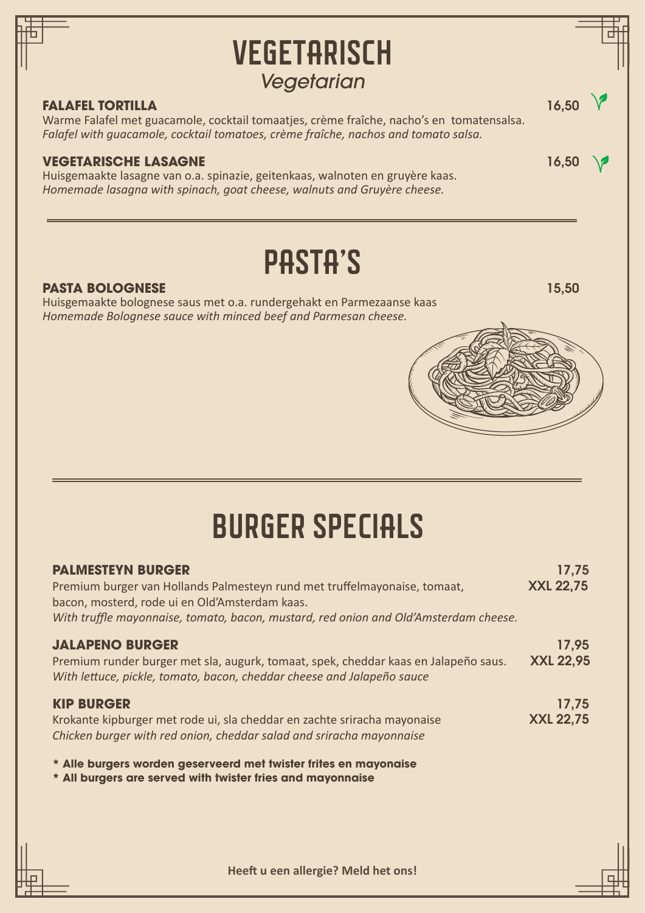# VEGETARISCH

*Vegetarian*

### FALAFEL TORTILLA 16,50

Warme Falafel met guacamole, cocktail tomaatjes, crème fraîche, nacho's en tomatensalsa.
*Falafel with guacamole, cocktail tomatoes, crème fraîche, nachos and tomato salsa.*

### VEGETARISCHE LASAGNE 16,50

Huisgemaakte lasagne van o.a. spinazie, geitenkaas, walnoten en gruyère kaas.
*Homemade lasagna with spinach, goat cheese, walnuts and Gruyère cheese.*

# PASTA'S

### PASTA BOLOGNESE 15,50

Huisgemaakte bolognese saus met o.a. rundergehakt en Parmezaanse kaas
*Homemade Bolognese sauce with minced beef and Parmesan cheese.*

# BURGER SPECIALS

### PALMESTEYN BURGER 17,75 / XXL 22,75

Premium burger van Hollands Palmesteyn rund met truffelmayonaise, tomaat, bacon, mosterd, rode ui en Old'Amsterdam kaas.
*With truffle mayonnaise, tomato, bacon, mustard, red onion and Old'Amsterdam cheese.*

### JALAPENO BURGER 17,95 / XXL 22,95

Premium runder burger met sla, augurk, tomaat, spek, cheddar kaas en Jalapeño saus.
*With lettuce, pickle, tomato, bacon, cheddar cheese and Jalapeño sauce*

### KIP BURGER 17,75 / XXL 22,75

Krokante kipburger met rode ui, sla cheddar en zachte sriracha mayonaise
*Chicken burger with red onion, cheddar salad and sriracha mayonnaise*

**\* Alle burgers worden geserveerd met twister frites en mayonaise**
**\* All burgers are served with twister fries and mayonnaise**

**Heeft u een allergie? Meld het ons!**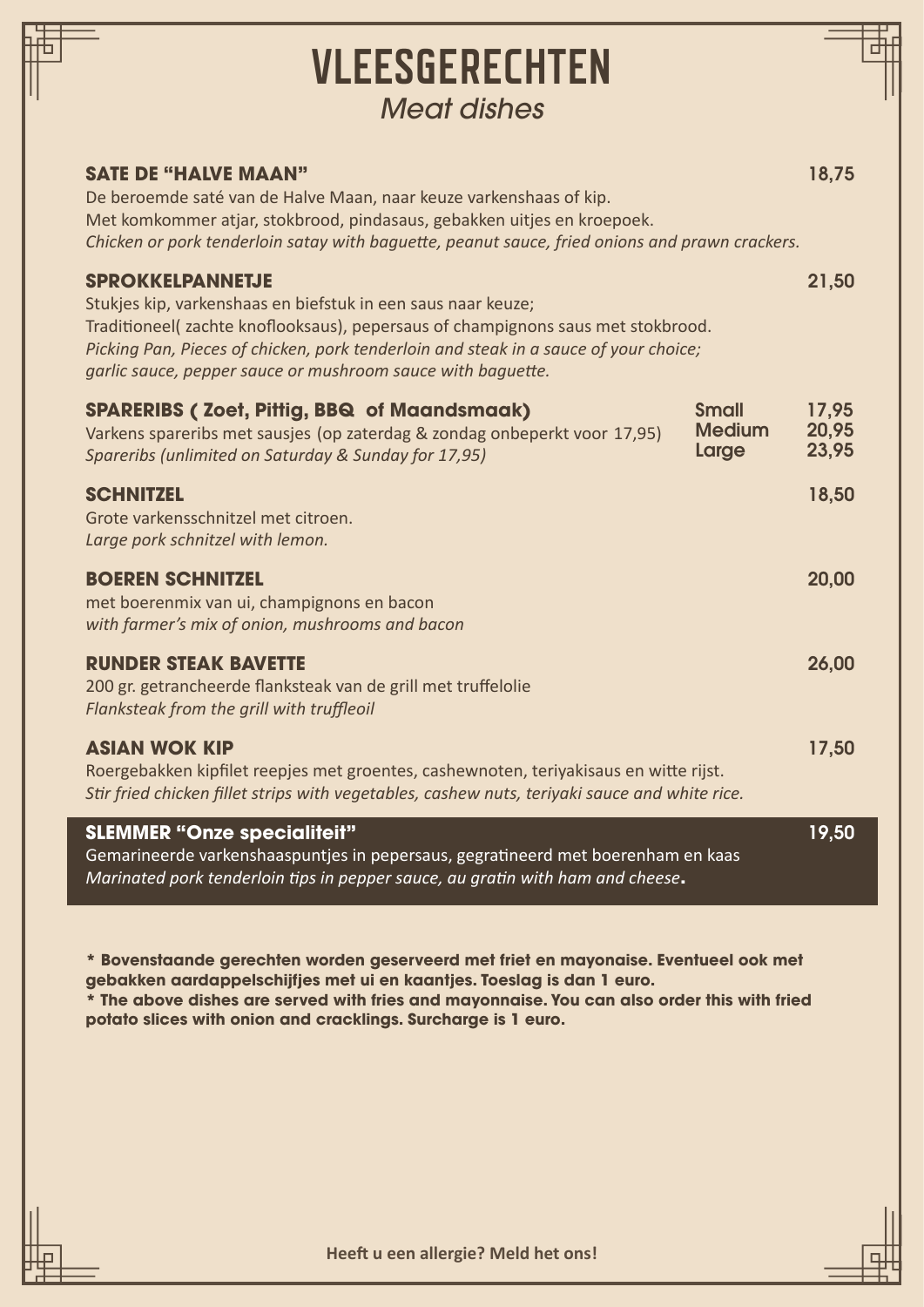# VLEESGERECHTEN

*Meat dishes*

**SATE DE "HALVE MAAN"** — 18,75

De beroemde saté van de Halve Maan, naar keuze varkenshaas of kip.
Met komkommer atjar, stokbrood, pindasaus, gebakken uitjes en kroepoek.
*Chicken or pork tenderloin satay with baguette, peanut sauce, fried onions and prawn crackers.*

**SPROKKELPANNETJE** — 21,50

Stukjes kip, varkenshaas en biefstuk in een saus naar keuze;
Traditioneel( zachte knoflooksaus), pepersaus of champignons saus met stokbrood.
*Picking Pan, Pieces of chicken, pork tenderloin and steak in a sauce of your choice;*
*garlic sauce, pepper sauce or mushroom sauce with baguette.*

**SPARERIBS ( Zoet, Pittig, BBQ of Maandsmaak)**

Varkens spareribs met sausjes (op zaterdag & zondag onbeperkt voor 17,95)
*Spareribs (unlimited on Saturday & Sunday for 17,95)*

| Size | Price |
|---|---|
| Small | 17,95 |
| Medium | 20,95 |
| Large | 23,95 |

**SCHNITZEL** — 18,50

Grote varkensschnitzel met citroen.
*Large pork schnitzel with lemon.*

**BOEREN SCHNITZEL** — 20,00

met boerenmix van ui, champignons en bacon
*with farmer's mix of onion, mushrooms and bacon*

**RUNDER STEAK BAVETTE** — 26,00

200 gr. getrancheerde flanksteak van de grill met truffelolie
*Flanksteak from the grill with truffleoil*

**ASIAN WOK KIP** — 17,50

Roergebakken kipfilet reepjes met groentes, cashewnoten, teriyakisaus en witte rijst.
*Stir fried chicken fillet strips with vegetables, cashew nuts, teriyaki sauce and white rice.*

**SLEMMER "Onze specialiteit"** — 19,50

Gemarineerde varkenshaaspuntjes in pepersaus, gegratineerd met boerenham en kaas
*Marinated pork tenderloin tips in pepper sauce, au gratin with ham and cheese.*

**\* Bovenstaande gerechten worden geserveerd met friet en mayonaise. Eventueel ook met gebakken aardappelschijfjes met ui en kaantjes. Toeslag is dan 1 euro.**
**\* The above dishes are served with fries and mayonnaise. You can also order this with fried potato slices with onion and cracklings. Surcharge is 1 euro.**

**Heeft u een allergie? Meld het ons!**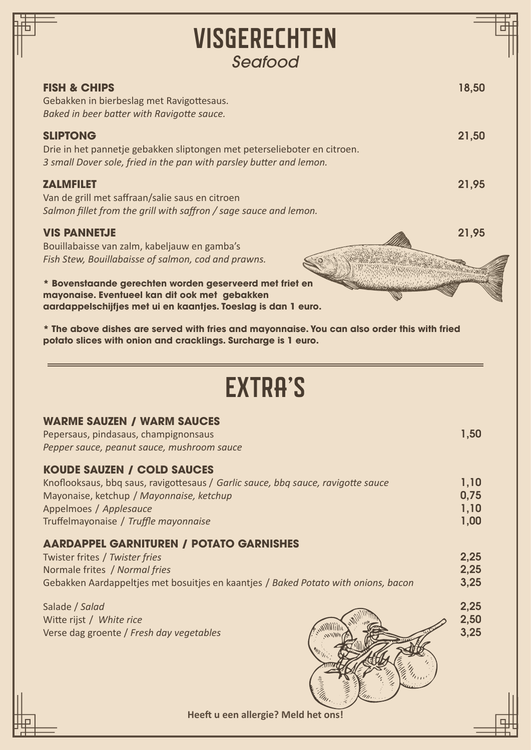# VISGERECHTEN

*Seafood*

**FISH & CHIPS** — 18,50

Gebakken in bierbeslag met Ravigottesaus.
*Baked in beer batter with Ravigotte sauce.*

**SLIPTONG** — 21,50

Drie in het pannetje gebakken sliptongen met peterselieboter en citroen.
*3 small Dover sole, fried in the pan with parsley butter and lemon.*

**ZALMFILET** — 21,95

Van de grill met saffraan/salie saus en citroen
*Salmon fillet from the grill with saffron / sage sauce and lemon.*

**VIS PANNETJE** — 21,95

Bouillabaisse van zalm, kabeljauw en gamba's
*Fish Stew, Bouillabaisse of salmon, cod and prawns.*

**\* Bovenstaande gerechten worden geserveerd met friet en mayonaise. Eventueel kan dit ook met gebakken aardappelschijfjes met ui en kaantjes. Toeslag is dan 1 euro.**

**\* The above dishes are served with fries and mayonnaise. You can also order this with fried potato slices with onion and cracklings. Surcharge is 1 euro.**

# EXTRA'S

### WARME SAUZEN / WARM SAUCES

| | |
|---|---|
| Pepersaus, pindasaus, champignonsaus<br>*Pepper sauce, peanut sauce, mushroom sauce* | 1,50 |

### KOUDE SAUZEN / COLD SAUCES

| | |
|---|---|
| Knoflooksaus, bbq saus, ravigottesaus / *Garlic sauce, bbq sauce, ravigotte sauce* | 1,10 |
| Mayonaise, ketchup / *Mayonnaise, ketchup* | 0,75 |
| Appelmoes / *Applesauce* | 1,10 |
| Truffelmayonaise / *Truffle mayonnaise* | 1,00 |

### AARDAPPEL GARNITUREN / POTATO GARNISHES

| | |
|---|---|
| Twister frites / *Twister fries* | 2,25 |
| Normale frites / *Normal fries* | 2,25 |
| Gebakken Aardappeltjes met bosuitjes en kaantjes / *Baked Potato with onions, bacon* | 3,25 |

| | |
|---|---|
| Salade / *Salad* | 2,25 |
| Witte rijst / *White rice* | 2,50 |
| Verse dag groente / *Fresh day vegetables* | 3,25 |

**Heeft u een allergie? Meld het ons!**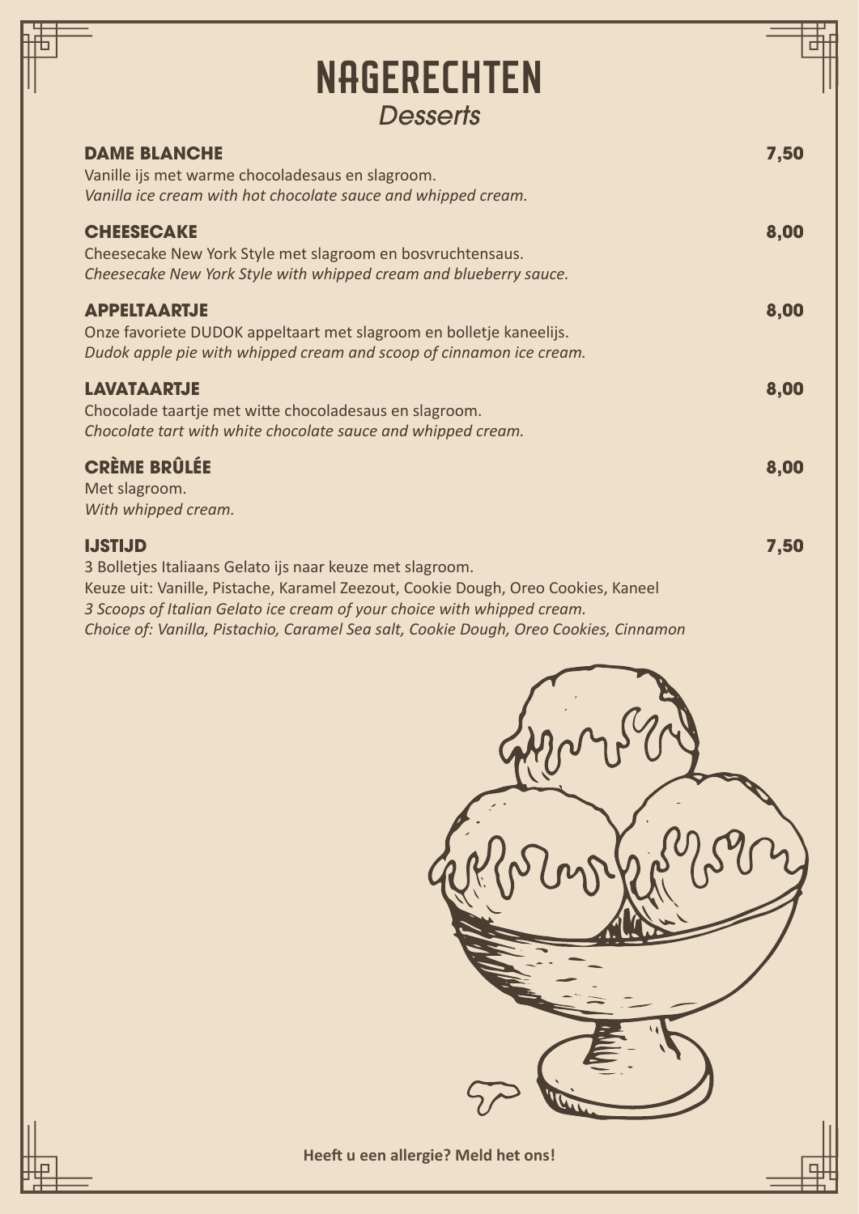# NAGERECHTEN

*Desserts*

**DAME BLANCHE** 7,50

Vanille ijs met warme chocoladesaus en slagroom.
*Vanilla ice cream with hot chocolate sauce and whipped cream.*

**CHEESECAKE** 8,00

Cheesecake New York Style met slagroom en bosvruchtensaus.
*Cheesecake New York Style with whipped cream and blueberry sauce.*

**APPELTAARTJE** 8,00

Onze favoriete DUDOK appeltaart met slagroom en bolletje kaneelijs.
*Dudok apple pie with whipped cream and scoop of cinnamon ice cream.*

**LAVATAARTJE** 8,00

Chocolade taartje met witte chocoladesaus en slagroom.
*Chocolate tart with white chocolate sauce and whipped cream.*

**CRÈME BRÛLÉE** 8,00

Met slagroom.
*With whipped cream.*

**IJSTIJD** 7,50

3 Bolletjes Italiaans Gelato ijs naar keuze met slagroom.
Keuze uit: Vanille, Pistache, Karamel Zeezout, Cookie Dough, Oreo Cookies, Kaneel
*3 Scoops of Italian Gelato ice cream of your choice with whipped cream.*
*Choice of: Vanilla, Pistachio, Caramel Sea salt, Cookie Dough, Oreo Cookies, Cinnamon*

**Heeft u een allergie? Meld het ons!**